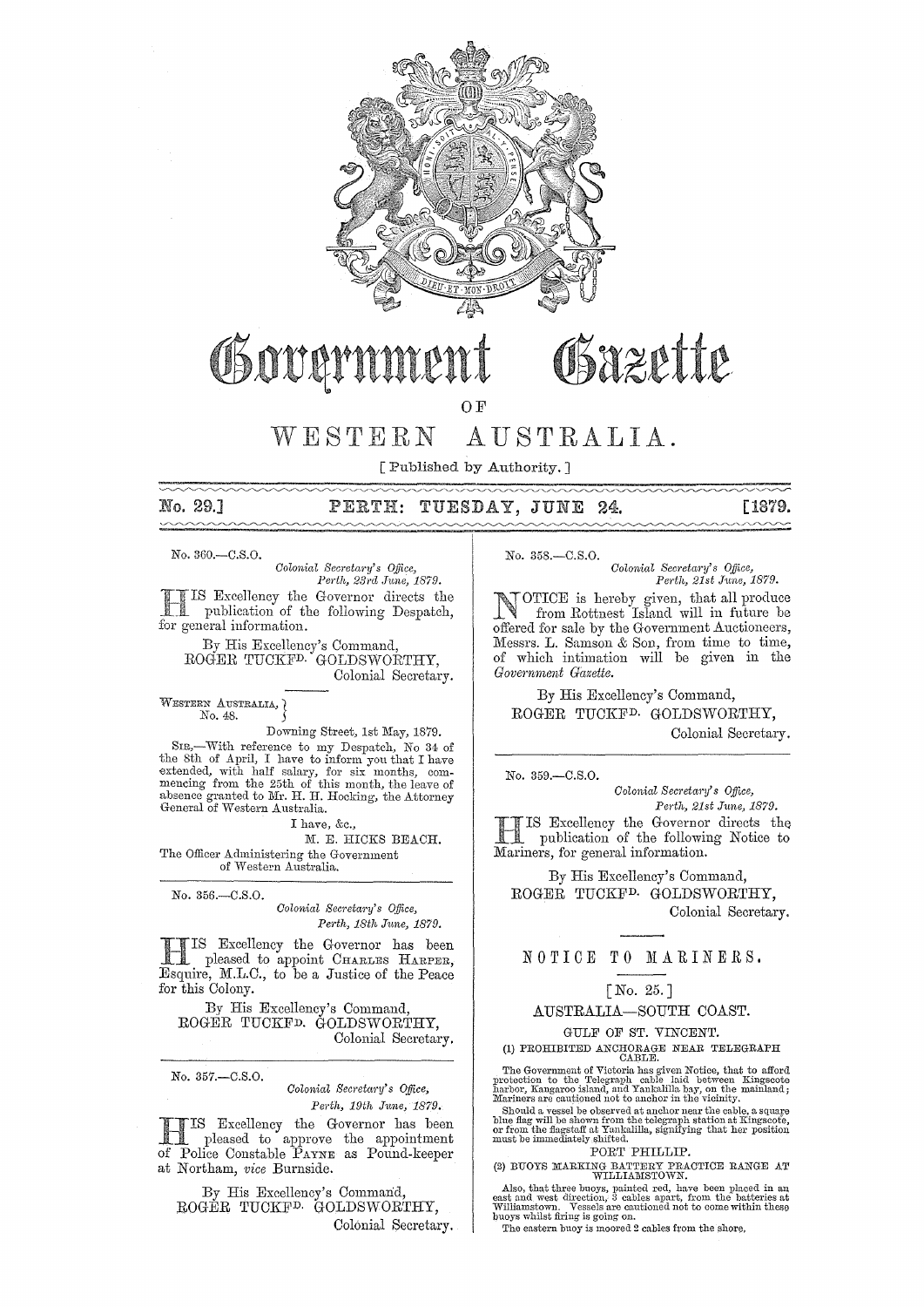# Government Gazette

OF

# WESTERN AUSTRALIA.

[ Published by Authority. ]

**No. 29.] PERTH: TUESDAY, JUNE 24. [1879.**

---

No. 360.—C.S.O.

*Colonial Secretary's Office,*
*Perth, 23rd June, 1879.*

HIS Excellency the Governor directs the publication of the following Despatch, for general information.

By His Excellency's Command,
ROGER TUCKFD. GOLDSWORTHY,
Colonial Secretary.

---

WESTERN AUSTRALIA,
No. 48.

Downing Street, 1st May, 1879.

SIR,—With reference to my Despatch, No 34 of the 8th of April, I have to inform you that I have extended, with half salary, for six months, commencing from the 25th of this month, the leave of absence granted to Mr. H. H. Hocking, the Attorney General of Western Australia.

I have, &c.,
M. E. HICKS BEACH.

The Officer Administering the Government of Western Australia.

---

No. 356.—C.S.O.

*Colonial Secretary's Office,*
*Perth, 18th June, 1879.*

HIS Excellency the Governor has been pleased to appoint CHARLES HARPER, Esquire, M.L.C., to be a Justice of the Peace for this Colony.

By His Excellency's Command,
ROGER TUCKFD. GOLDSWORTHY,
Colonial Secretary.

---

No. 357.—C.S.O.

*Colonial Secretary's Office,*
*Perth, 19th June, 1879.*

HIS Excellency the Governor has been pleased to approve the appointment of Police Constable PAYNE as Pound-keeper at Northam, *vice* Burnside.

By His Excellency's Command,
ROGER TUCKFD. GOLDSWORTHY,
Colonial Secretary.

---

No. 358.—C.S.O.

*Colonial Secretary's Office,*
*Perth, 21st June, 1879.*

NOTICE is hereby given, that all produce from Rottnest Island will in future be offered for sale by the Government Auctioneers, Messrs. L. Samson & Son, from time to time, of which intimation will be given in the *Government Gazette.*

By His Excellency's Command,
ROGER TUCKFD. GOLDSWORTHY,
Colonial Secretary.

---

No. 359.—C.S.O.

*Colonial Secretary's Office,*
*Perth, 21st June, 1879.*

HIS Excellency the Governor directs the publication of the following Notice to Mariners, for general information.

By His Excellency's Command,
ROGER TUCKFD. GOLDSWORTHY,
Colonial Secretary.

---

## NOTICE TO MARINERS.

[No. 25.]

### AUSTRALIA—SOUTH COAST.

#### GULF OF ST. VINCENT.

(1) PROHIBITED ANCHORAGE NEAR TELEGRAPH CABLE.

The Government of Victoria has given Notice, that to afford protection to the Telegraph cable laid between Kingscote harbor, Kangaroo island, and Yankalilla bay, on the mainland; Mariners are cautioned not to anchor in the vicinity.

Should a vessel be observed at anchor near the cable, a square blue flag will be shown from the telegraph station at Kingscote, or from the flagstaff at Yankalilla, signifying that her position must be immediately shifted.

#### PORT PHILLIP.

(2) BUOYS MARKING BATTERY PRACTICE RANGE AT WILLIAMSTOWN.

Also, that three buoys, painted red, have been placed in an east and west direction, 3 cables apart, from the batteries at Williamstown. Vessels are cautioned not to come within these buoys whilst firing is going on.

The eastern buoy is moored 2 cables from the shore,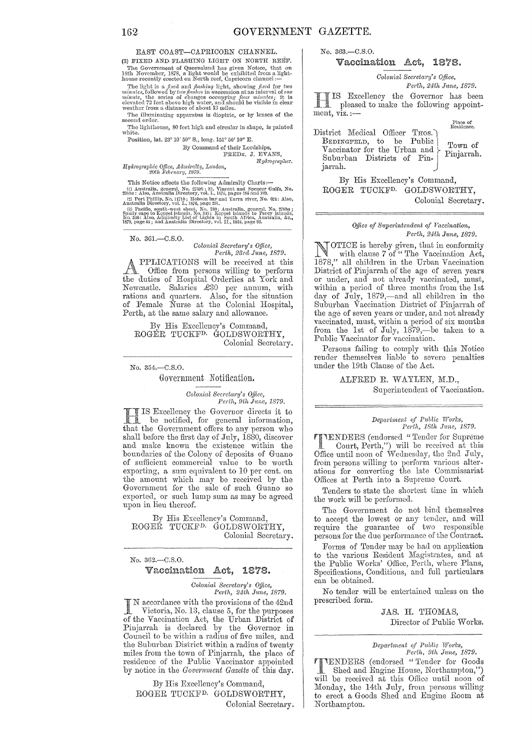EAST COAST—CAPRICORN CHANNEL.

(3) FIXED AND FLASHING LIGHT ON NORTH REEF.

The Government of Queensland has given Notice, that on 14th November, 1878, a light would be exhibited from a lighthouse recently erected on North reef, Capricorn channel:—

The light is a *fixed* and *flashing* light, showing *fixed* for *two minutes*, followed by *two flashes* in succession at an interval of *one minute*, the series of changes occupying *four minutes*; it is elevated 72 feet above high water, and should be visible in clear weather from a distance of about 13 miles.

The illuminating apparatus is dioptric, or by lenses of the second order.

The lighthouse, 80 feet high and circular in shape, is painted white.

Position, lat. 23° 10' 50" S., long. 151° 56' 10" E.

By Command of their Lordships,
FREDK. J. EVANS,
*Hydrographer.*

*Hydrographic Office, Admiralty, London,*
*20th February, 1879.*

This Notice affects the following Admiralty Charts:—
(1) Australia, general, No. 2759b; St. Vincent and Spencer Gulfs, No. 2389a: Also, Australia Directory, vol. I., 1876, pages 186 and 189.
(2) Port Phillip, No. 1171b; Hobson bay and Yarra river, No. 624: Also, Australia Directory, vol. I., 1876, page 291.
(3) Pacific, south-west sheet, No. 780; Australia, general, No. 2759a; Sandy cape to Keppel islands, No. 345; Keppel islands to Percy islands, No. 346: Also, Admiralty List of Lights in South Africa, Australia, &c., 1879, page 44; and Australia Directory, vol. II., 1864, page 66.

---

No. 361.—C.S.O.

*Colonial Secretary's Office,*
*Perth, 23rd June, 1879.*

APPLICATIONS will be received at this Office from persons willing to perform the duties of Hospital Orderlies at York and Newcastle. Salaries £30 per annum, with rations and quarters. Also, for the situation of Female Nurse at the Colonial Hospital, Perth, at the same salary and allowance.

By His Excellency's Command,
ROGER TUCKFD. GOLDSWORTHY,
Colonial Secretary.

---

No. 354.—C.S.O.

## Government Notification.

*Colonial Secretary's Office,*
*Perth, 9th June, 1879.*

HIS Excellency the Governor directs it to be notified, for general information, that the Government offers to any person who shall before the first day of July, 1880, discover and make known the existence within the boundaries of the Colony of deposits of Guano of sufficient commercial value to be worth exporting, a sum equivalent to 10 per cent. on the amount which may be received by the Government for the sale of such Guano so exported, or such lump sum as may be agreed upon in lieu thereof.

By His Excellency's Command,
ROGER TUCKFD. GOLDSWORTHY,
Colonial Secretary.

---

No. 362.—C.S.O.

## Vaccination Act, 1878.

*Colonial Secretary's Office,*
*Perth, 24th June, 1879.*

IN accordance with the provisions of the 42nd Victoria, No. 13, clause 5, for the purposes of the Vaccination Act, the Urban District of Pinjarrah is declared by the Governor in Council to be within a radius of five miles, and the Suburban District within a radius of twenty miles from the town of Pinjarrah, the place of residence of the Public Vaccinator appointed by notice in the *Government Gazette* of this day.

By His Excellency's Command,
ROGER TUCKFD. GOLDSWORTHY,
Colonial Secretary.

---

No. 363.—C.S.O.

## Vaccination Act, 1878.

*Colonial Secretary's Office,*
*Perth, 24th June, 1879.*

HIS Excellency the Governor has been pleased to make the following appointment, viz.:—

| | Place of Residence. |
|---|---|
| District Medical Officer THOS. BEDINGFELD, to be Public Vaccinator for the Urban and Suburban Districts of Pinjarrah. | Town of Pinjarrah. |

By His Excellency's Command,
ROGER TUCKFD. GOLDSWORTHY,
Colonial Secretary.

---

*Office of Superintendent of Vaccination,*
*Perth, 24th June, 1879.*

NOTICE is hereby given, that in conformity with clause 7 of "The Vaccination Act, 1878," all children in the Urban Vaccination District of Pinjarrah of the age of seven years or under, and not already vaccinated, must, within a period of three months from the 1st day of July, 1879,—and all children in the Suburban Vaccination District of Pinjarrah of the age of seven years or under, and not already vaccinated, must, within a period of six months from the 1st of July, 1879,—be taken to a Public Vaccinator for vaccination.

Persons failing to comply with this Notice render themselves liable to severe penalties under the 19th Clause of the Act.

ALFRED R. WAYLEN, M.D.,
Superintendent of Vaccination.

---

*Department of Public Works,*
*Perth, 18th June, 1879.*

TENDERS (endorsed "Tender for Supreme Court, Perth,") will be received at this Office until noon of Wednesday, the 2nd July, from persons willing to perform various alterations for converting the late Commissariat Offices at Perth into a Supreme Court.

Tenders to state the shortest time in which the work will be performed.

The Government do not bind themselves to accept the lowest or any tender, and will require the guarantee of two responsible persons for the due performance of the Contract.

Forms of Tender may be had on application to the various Resident Magistrates, and at the Public Works' Office, Perth, where Plans, Specifications, Conditions, and full particulars can be obtained.

No tender will be entertained unless on the prescribed form.

JAS. H. THOMAS,
Director of Public Works.

---

*Department of Public Works,*
*Perth, 9th June, 1879.*

TENDERS (endorsed "Tender for Goods Shed and Engine House, Northampton,") will be received at this Office until noon of Monday, the 14th July, from persons willing to erect a Goods Shed and Engine Room at Northampton.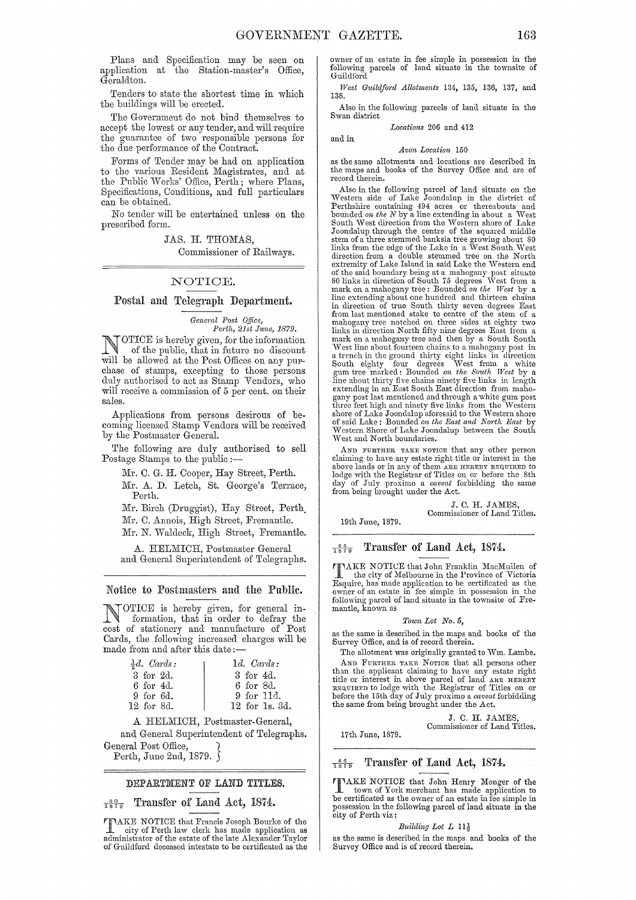Plans and Specification may be seen on application at the Station-master's Office, Geraldton.

Tenders to state the shortest time in which the buildings will be erected.

The Government do not bind themselves to accept the lowest or any tender, and will require the guarantee of two responsible persons for the due performance of the Contract.

Forms of Tender may be had on application to the various Resident Magistrates, and at the Public Works' Office, Perth; where Plans, Specifications, Conditions, and full particulars can be obtained.

No tender will be entertained unless on the prescribed form.

JAS. H. THOMAS,
Commissioner of Railways.

---

## NOTICE.

### Postal and Telegraph Department.

*General Post Office,*
*Perth, 21st June, 1879.*

NOTICE is hereby given, for the information of the public, that in future no discount will be allowed at the Post Offices on any purchase of stamps, excepting to those persons duly authorised to act as Stamp Vendors, who will receive a commission of 5 per cent. on their sales.

Applications from persons desirous of becoming licensed Stamp Vendors will be received by the Postmaster General.

The following are duly authorised to sell Postage Stamps to the public:—

Mr. C. G. H. Cooper, Hay Street, Perth.
Mr. A. D. Letch, St. George's Terrace, Perth.
Mr. Birch (Druggist), Hay Street, Perth.
Mr. C. Annois, High Street, Fremantle.
Mr. N. Waldeck, High Street, Fremantle.

A. HELMICH, Postmaster General
and General Superintendent of Telegraphs.

---

### Notice to Postmasters and the Public.

NOTICE is hereby given, for general information, that in order to defray the cost of stationery and manufacture of Post Cards, the following increased charges will be made from and after this date:—

| ½*d. Cards:* | 1*d. Cards:* |
|---|---|
| 3 for 2d. | 3 for 4d. |
| 6 for 4d. | 6 for 8d. |
| 9 for 6d. | 9 for 11d. |
| 12 for 8d. | 12 for 1s. 3d. |

A. HELMICH, Postmaster-General,
and General Superintendent of Telegraphs.

General Post Office,
Perth, June 2nd, 1879.

---

## DEPARTMENT OF LAND TITLES.

### $\frac{49}{1879}$ Transfer of Land Act, 1874.

TAKE NOTICE that Francis Joseph Bourke of the city of Perth law clerk has made application as administrator of the estate of the late Alexander Taylor of Guildford deceased intestate to be certificated as the owner of an estate in fee simple in possession in the following parcels of land situate in the townsite of Guildford

*West Guildford Allotments* 134, 135, 136, 137, and 138.

Also in the following parcels of land situate in the Swan district

*Locations* 206 and 412

and in

*Avon Location* 150

as the same allotments and locations are described in the maps and books of the Survey Office and are of record therein.

Also in the following parcel of land situate on the Western side of Lake Joondalup in the district of Perthshire containing 494 acres or thereabouts and bounded *on the N* by a line extending in about a West South West direction from the Western shore of Lake Joondalup through the centre of the squared middle stem of a three stemmed banksia tree growing about 80 links from the edge of the Lake in a West South West direction from a double stemmed tree on the North extremity of Lake Island in said Lake the Western end of the said boundary being at a mahogany post situate 80 links in direction of South 75 degrees West from a mark on a mahogany tree: Bounded *on the West* by a line extending about one hundred and thirteen chains in direction of true South thirty seven degrees East from last mentioned stake to centre of the stem of a mahogany tree notched on three sides at eighty two links in direction North fifty nine degrees East from a mark on a mahogany tree and then by a South South West line about fourteen chains to a mahogany post in a trench in the ground thirty eight links in direction South eighty four degrees West from a white gum tree marked: Bounded *on the South West* by a line about thirty five chains ninety five links in length extending in an East South East direction from mahogany post last mentioned and through a white gum post three feet high and ninety five links from the Western shore of Lake Joondalup aforesaid to the Western shore of said Lake: Bounded *on the East and North East* by Western Shore of Lake Joondalup between the South West and North boundaries.

AND FURTHER TAKE NOTICE that any other person claiming to have any estate right title or interest in the above lands or in any of them ARE HEREBY REQUIRED to lodge with the Registrar of Titles on or before the 8th day of July proximo a *caveat* forbidding the same from being brought under the Act.

J. C. H. JAMES,
Commissioner of Land Titles.

19th June, 1879.

---

### $\frac{45}{1879}$ Transfer of Land Act, 1874.

TAKE NOTICE that John Franklin MacMullen of the city of Melbourne in the Province of Victoria Esquire, has made application to be certificated as the owner of an estate in fee simple in possession in the following parcel of land situate in the townsite of Fremantle, known as

*Town Lot No. 5,*

as the same is described in the maps and books of the Survey Office, and is of record therein.

The allotment was originally granted to Wm. Lambe.

AND FURTHER TAKE NOTICE that all persons other than the applicant claiming to have any estate right title or interest in above parcel of land ARE HEREBY REQUIRED to lodge with the Registrar of Titles on or before the 15th day of July proximo a *caveat* forbidding the same from being brought under the Act.

J. C. H. JAMES,
Commissioner of Land Titles.

17th June, 1879.

---

### $\frac{46}{1879}$ Transfer of Land Act, 1874.

TAKE NOTICE that John Henry Monger of the town of York merchant has made application to be certificated as the owner of an estate in fee simple in possession in the following parcel of land situate in the city of Perth viz:

*Building Lot L* 11½

as the same is described in the maps and books of the Survey Office and is of record therein.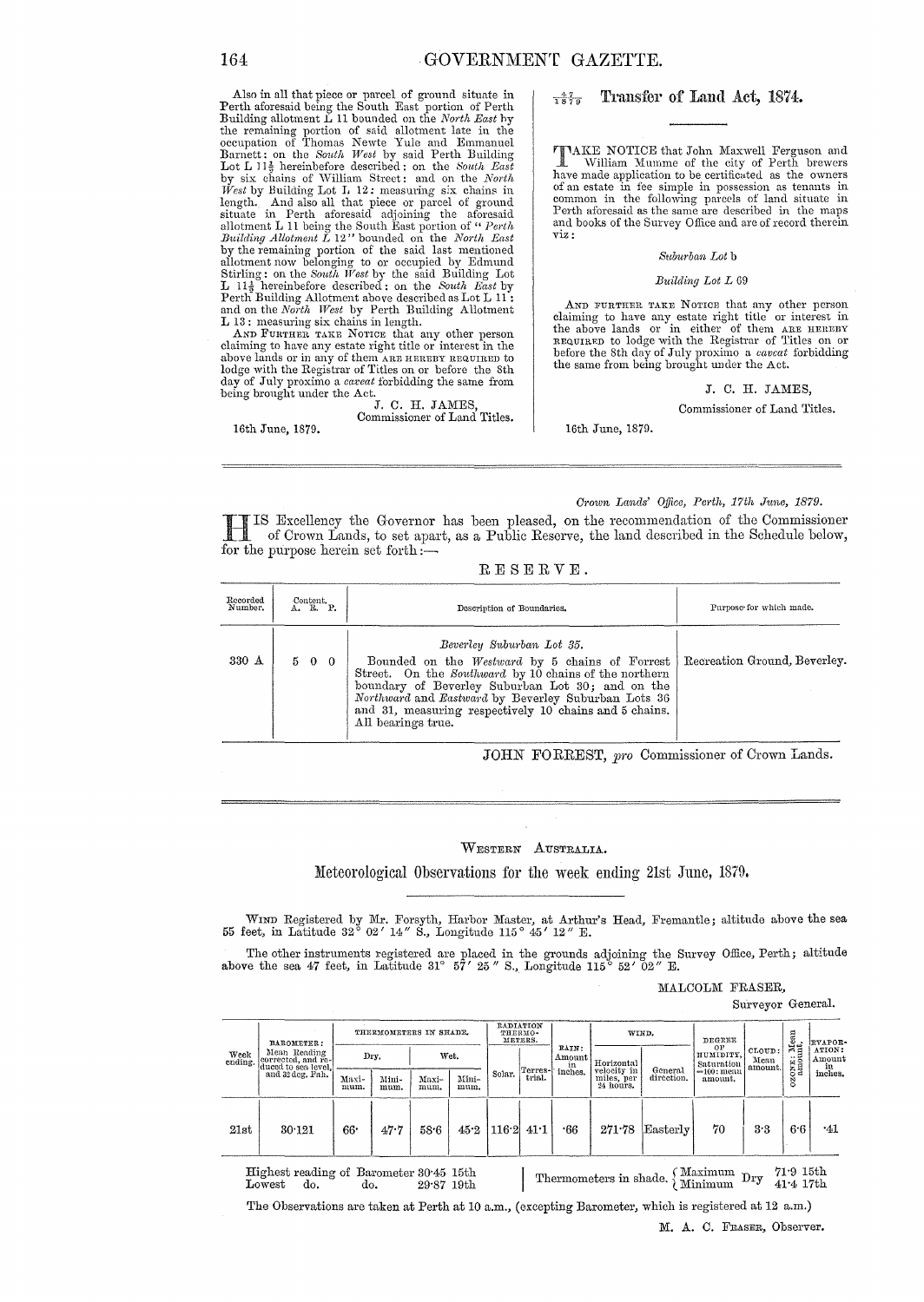Also in all that piece or parcel of ground situate in Perth aforesaid being the South East portion of Perth Building allotment L 11 bounded on the *North East* by the remaining portion of said allotment late in the occupation of Thomas Newte Yule and Emmanuel Barnett: on the *South West* by said Perth Building Lot L 11⅓ hereinbefore described: on the *South East* by six chains of William Street: and on the *North West* by Building Lot L 12: measuring six chains in length. And also all that piece or parcel of ground situate in Perth aforesaid adjoining the aforesaid allotment L 11 being the South East portion of "*Perth Building Allotment L 12*" bounded on the *North East* by the remaining portion of the said last mentioned allotment now belonging to or occupied by Edmund Stirling: on the *South West* by the said Building Lot L 11⅓ hereinbefore described: on the *South East* by Perth Building Allotment above described as Lot L 11: and on the *North West* by Perth Building Allotment L 13: measuring six chains in length.

AND FURTHER TAKE NOTICE that any other person claiming to have any estate right title or interest in the above lands or in any of them ARE HEREBY REQUIRED to lodge with the Registrar of Titles on or before the 8th day of July proximo a *caveat* forbidding the same from being brought under the Act.

J. C. H. JAMES,
Commissioner of Land Titles.

16th June, 1879.

## $\frac{47}{1879}$ Transfer of Land Act, 1874.

TAKE NOTICE that John Maxwell Ferguson and William Mumme of the city of Perth brewers have made application to be certificated as the owners of an estate in fee simple in possession as tenants in common in the following parcels of land situate in Perth aforesaid as the same are described in the maps and books of the Survey Office and are of record therein viz:

*Suburban Lot b*

*Building Lot L 69*

AND FURTHER TAKE NOTICE that any other person claiming to have any estate right title or interest in the above lands or in either of them ARE HEREBY REQUIRED to lodge with the Registrar of Titles on or before the 8th day of July proximo a *caveat* forbidding the same from being brought under the Act.

J. C. H. JAMES,
Commissioner of Land Titles.

16th June, 1879.

---

*Crown Lands' Office, Perth, 17th June, 1879.*

HIS Excellency the Governor has been pleased, on the recommendation of the Commissioner of Crown Lands, to set apart, as a Public Reserve, the land described in the Schedule below, for the purpose herein set forth:—

RESERVE.

| Recorded Number. | Content. A. R. P. | Description of Boundaries. | Purpose for which made. |
|---|---|---|---|
| 330 A | 5 0 0 | *Beverley Suburban Lot 35.* Bounded on the *Westward* by 5 chains of Forrest Street. On the *Southward* by 10 chains of the northern boundary of Beverley Suburban Lot 30; and on the *Northward* and *Eastward* by Beverley Suburban Lots 36 and 31, measuring respectively 10 chains and 5 chains. All bearings true. | Recreation Ground, Beverley. |

JOHN FORREST, *pro* Commissioner of Crown Lands.

---

WESTERN AUSTRALIA.

## Meteorological Observations for the week ending 21st June, 1879.

WIND Registered by Mr. Forsyth, Harbor Master, at Arthur's Head, Fremantle; altitude above the sea 55 feet, in Latitude 32° 02′ 14″ S., Longitude 115° 45′ 12″ E.

The other instruments registered are placed in the grounds adjoining the Survey Office, Perth; altitude above the sea 47 feet, in Latitude 31° 57′ 25″ S., Longitude 115° 52′ 02″ E.

MALCOLM FRASER,
Surveyor General.

| Week ending. | BAROMETER: Mean Reading corrected, and reduced to sea level, and 32 deg. Fah. | THERMOMETERS IN SHADE. Dry. Maximum. | Dry. Minimum. | Wet. Maximum. | Wet. Minimum. | RADIATION THERMOMETERS. Solar. | Terrestrial. | RAIN: Amount in inches. | WIND. Horizontal velocity in miles, per 24 hours. | General direction. | DEGREE OF HUMIDITY, Saturation =100: mean amount. | CLOUD: Mean amount. | OZONE: Mean amount. | EVAPORATION: Amount in inches. |
|---|---|---|---|---|---|---|---|---|---|---|---|---|---|---|
| 21st | 30·121 | 66· | 47·7 | 58·6 | 45·2 | 116·2 | 41·1 | ·66 | 271·78 | Easterly | 70 | 3·3 | 6·6 | ·41 |

Highest reading of Barometer 30·45 15th
Lowest do. do. 29·87 19th

Thermometers in shade. Dry { Maximum 71·9 15th; Minimum 41·4 17th }

The Observations are taken at Perth at 10 a.m., (excepting Barometer, which is registered at 12 a.m.)

M. A. C. FRASER, Observer.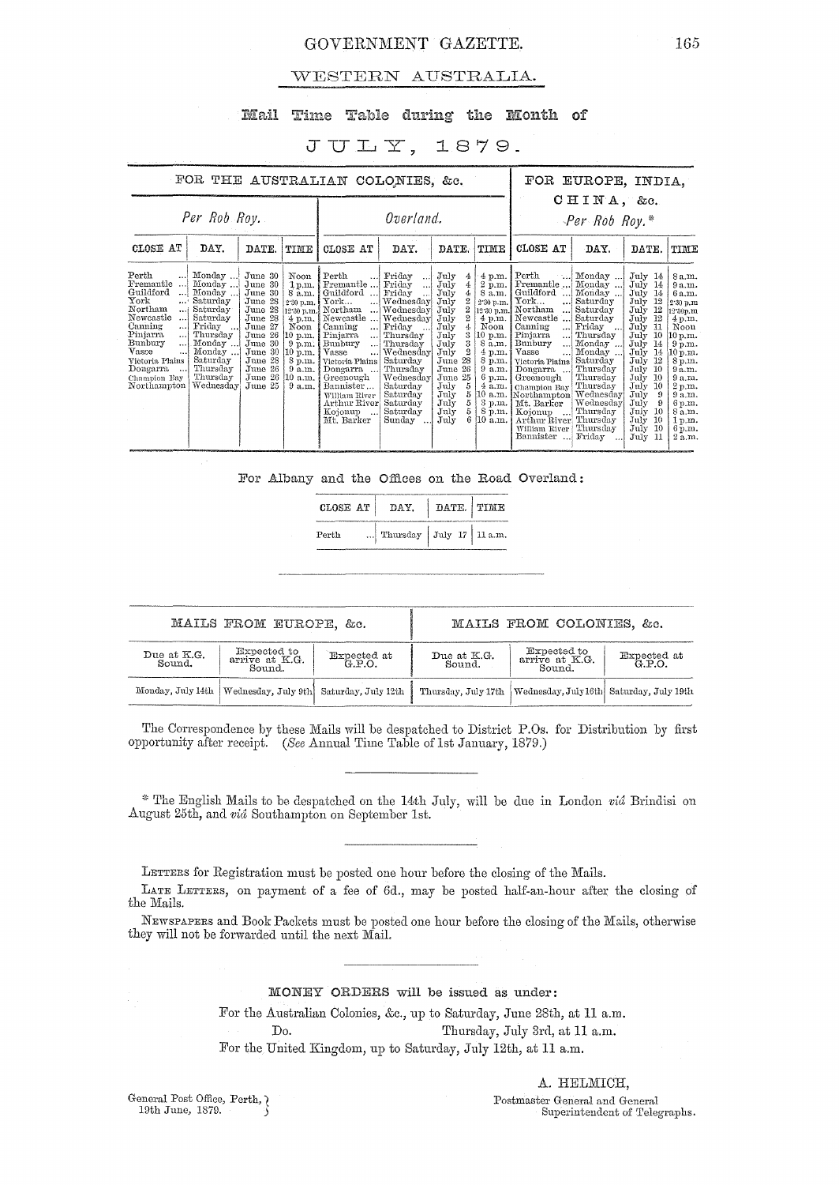## WESTERN AUSTRALIA.

### Mail Time Table during the Month of

# JULY, 1879.

| FOR THE AUSTRALIAN COLONIES, &c. | | | | | | | | FOR EUROPE, INDIA, CHINA, &c. | | | |
|---|---|---|---|---|---|---|---|---|---|---|---|
| *Per Rob Roy.* | | | | *Overland.* | | | | *Per Rob Roy.** | | | |
| CLOSE AT | DAY. | DATE. | TIME | CLOSE AT | DAY. | DATE. | TIME | CLOSE AT | DAY. | DATE. | TIME |
| Perth ... | Monday ... | June 30 | Noon | Perth ... | Friday ... | July 4 | 4 p.m. | Perth ... | Monday ... | July 14 | 8 a.m. |
| Fremantle ... | Monday ... | June 30 | 1 p.m. | Fremantle ... | Friday ... | July 4 | 2 p.m. | Fremantle ... | Monday ... | July 14 | 9 a.m. |
| Guildford ... | Monday ... | June 30 | 8 a.m. | Guildford ... | Friday ... | July 4 | 8 a.m. | Guildford ... | Monday ... | July 14 | 6 a.m. |
| York ... | Saturday | June 28 | 2·30 p.m. | York... | Wednesday | July 2 | 2·30 p.m. | York... ... | Saturday | July 12 | 2·30 p.m. |
| Northam ... | Saturday | June 28 | 12·30 p.m. | Northam ... | Wednesday | July 2 | 12·30 p.m. | Northam ... | Saturday | July 12 | 12·30 p.m. |
| Newcastle ... | Saturday | June 28 | 4 p.m. | Newcastle ... | Wednesday | July 2 | 4 p.m. | Newcastle ... | Saturday | July 12 | 4 p.m. |
| Canning ... | Friday ... | June 27 | Noon | Canning ... | Friday ... | July 4 | Noon | Canning ... | Friday ... | July 11 | Noon |
| Pinjarra ... | Thursday | June 26 | 10 p.m. | Pinjarra ... | Thursday | July 3 | 10 p.m. | Pinjarra ... | Thursday | July 10 | 10 p.m. |
| Bunbury ... | Monday ... | June 30 | 9 p.m. | Bunbury ... | Thursday | July 3 | 8 a.m. | Bunbury ... | Monday ... | July 14 | 9 p.m. |
| Vasse ... | Monday ... | June 30 | 10 p.m. | Vasse ... | Wednesday | July 2 | 4 p.m. | Vasse ... | Monday ... | July 14 | 10 p.m. |
| Victoria Plains | Saturday | June 28 | 8 p.m. | Victoria Plains | Saturday | June 28 | 8 p.m. | Victoria Plains | Saturday | July 12 | 8 p.m. |
| Dongarra ... | Thursday | June 26 | 9 a.m. | Dongarra ... | Thursday | June 26 | 9 a.m. | Dongarra ... | Thursday | July 10 | 9 a.m. |
| Champion Bay | Thursday | June 26 | 10 a.m. | Greenough | Wednesday | June 25 | 6 p.m. | Greenough | Thursday | July 10 | 9 a.m. |
| Northampton | Wednesday | June 25 | 9 a.m. | Bannister ... | Saturday | July 5 | 4 a.m. | Champion Bay | Thursday | July 10 | 2 p.m. |
| | | | | William River | Saturday | July 5 | 10 a.m. | Northampton | Wednesday | July 9 | 9 a.m. |
| | | | | Arthur River | Saturday | July 5 | 3 p.m. | Mt. Barker | Wednesday | July 9 | 6 p.m. |
| | | | | Kojonup ... | Saturday | July 5 | 8 p.m. | Kojonup ... | Thursday | July 10 | 8 a.m. |
| | | | | Mt. Barker | Sunday ... | July 6 | 10 a.m. | Arthur River | Thursday | July 10 | 1 p.m. |
| | | | | | | | | William River | Thursday | July 10 | 6 p.m. |
| | | | | | | | | Bannister ... | Friday ... | July 11 | 2 a.m. |

For Albany and the Offices on the Road Overland:

| CLOSE AT | DAY. | DATE. | TIME |
|---|---|---|---|
| Perth ... | Thursday | July 17 | 11 a.m. |

| MAILS FROM EUROPE, &c. | | | MAILS FROM COLONIES, &c. | | |
|---|---|---|---|---|---|
| Due at K.G. Sound. | Expected to arrive at K.G. Sound. | Expected at G.P.O. | Due at K.G. Sound. | Expected to arrive at K.G. Sound. | Expected at G.P.O. |
| Monday, July 14th | Wednesday, July 9th | Saturday, July 12th | Thursday, July 17th | Wednesday, July 16th | Saturday, July 19th |

The Correspondence by these Mails will be despatched to District P.Os. for Distribution by first opportunity after receipt. (*See* Annual Time Table of 1st January, 1879.)

* The English Mails to be despatched on the 14th July, will be due in London *viâ* Brindisi on August 25th, and *viâ* Southampton on September 1st.

LETTERS for Registration must be posted one hour before the closing of the Mails.

LATE LETTERS, on payment of a fee of 6d., may be posted half-an-hour after the closing of the Mails.

NEWSPAPERS and Book Packets must be posted one hour before the closing of the Mails, otherwise they will not be forwarded until the next Mail.

MONEY ORDERS will be issued as under:

For the Australian Colonies, &c., up to Saturday, June 28th, at 11 a.m.

Do. Thursday, July 3rd, at 11 a.m.

For the United Kingdom, up to Saturday, July 12th, at 11 a.m.

A. HELMICH,
Postmaster General and General Superintendent of Telegraphs.

General Post Office, Perth,
19th June, 1879.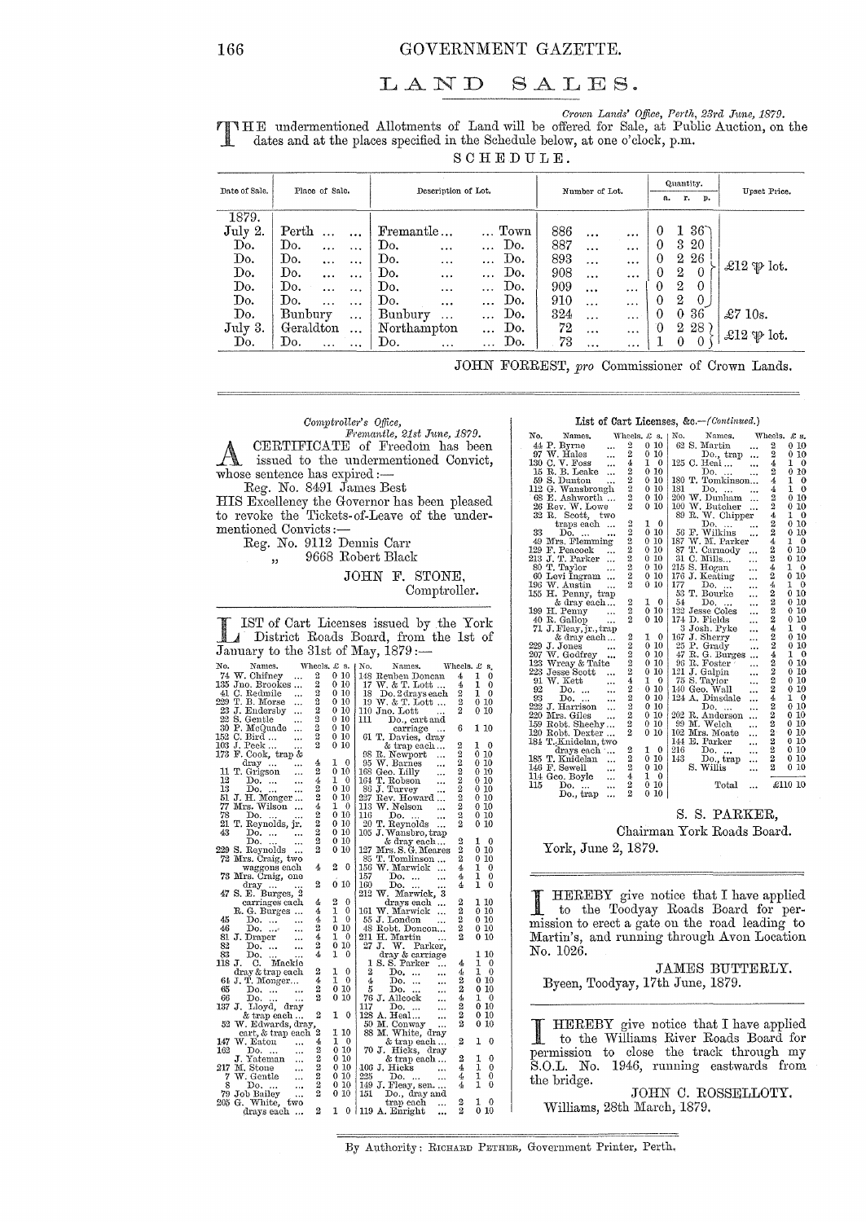# LAND SALES.

*Crown Lands' Office, Perth, 23rd June, 1879.*

THE undermentioned Allotments of Land will be offered for Sale, at Public Auction, on the dates and at the places specified in the Schedule below, at one o'clock, p.m.

## SCHEDULE.

| Date of Sale. | Place of Sale. | Description of Lot. | Number of Lot. | Quantity. | | | Upset Price. |
|---|---|---|---|---|---|---|---|
| | | | | a. | r. | p. | |
| 1879. | | | | | | | |
| July 2. | Perth ... ... | Fremantle ... ... Town | 886 ... ... | 0 | 1 | 36 | £12 ℔ lot. |
| Do. | Do. ... ... | Do. ... ... Do. | 887 ... ... | 0 | 3 | 20 | |
| Do. | Do. ... ... | Do. ... ... Do. | 893 ... ... | 0 | 2 | 26 | |
| Do. | Do. ... ... | Do. ... ... Do. | 908 ... ... | 0 | 2 | 0 | |
| Do. | Do. ... ... | Do. ... ... Do. | 909 ... ... | 0 | 2 | 0 | |
| Do. | Do. ... ... | Do. ... ... Do. | 910 ... ... | 0 | 2 | 0 | |
| Do. | Bunbury ... | Bunbury ... ... Do. | 324 ... ... | 0 | 0 | 36 | £7 10s. |
| July 3. | Geraldton ... | Northampton ... Do. | 72 ... ... | 0 | 2 | 28 | £12 ℔ lot. |
| Do. | Do. ... ... | Do. ... ... Do. | 73 ... ... | 1 | 0 | 0 | |

JOHN FORREST, *pro* Commissioner of Crown Lands.

---

*Comptroller's Office,*
*Fremantle, 21st June, 1879.*

A CERTIFICATE of Freedom has been issued to the undermentioned Convict, whose sentence has expired:—

Reg. No. 8491 James Best

HIS Excellency the Governor has been pleased to revoke the Tickets-of-Leave of the undermentioned Convicts:—

Reg. No. 9112 Dennis Carr
" 9668 Robert Black

JOHN F. STONE,
Comptroller.

---

LIST of Cart Licenses issued by the York District Roads Board, from the 1st of January to the 31st of May, 1879:—

| No. | Names. | Wheels. | £ | s. |
|---|---|---|---|---|
| 74 | W. Chifney ... | 2 | 0 | 10 |
| 135 | Jno. Brookes ... | 2 | 0 | 10 |
| 41 | C. Redmile ... | 2 | 0 | 10 |
| 239 | T. B. Morse ... | 2 | 0 | 10 |
| 23 | J. Endersby ... | 2 | 0 | 10 |
| 22 | S. Gentle ... | 2 | 0 | 10 |
| 30 | P. McQuade ... | 2 | 0 | 10 |
| 152 | C. Bird ... ... | 2 | 0 | 10 |
| 103 | J. Peek ... ... | 2 | 0 | 10 |
| 173 | F. Cook, trap & dray ... ... | 4 | 1 | 0 |
| 11 | T. Grigson ... | 2 | 0 | 10 |
| 12 | Do. ... ... | 4 | 1 | 0 |
| 13 | Do. ... ... | 2 | 0 | 10 |
| 51 | J. H. Monger ... | 2 | 0 | 10 |
| 77 | Mrs. Wilson ... | 4 | 1 | 0 |
| 78 | Do. ... ... | 2 | 0 | 10 |
| 21 | T. Reynolds, jr. | 2 | 0 | 10 |
| 43 | Do. ... ... | 2 | 0 | 10 |
| | Do. ... ... | 2 | 0 | 10 |
| 229 | S. Reynolds ... | 2 | 0 | 10 |
| 72 | Mrs. Craig, two waggons each | 4 | 2 | 0 |
| 73 | Mrs. Craig, one dray ... ... | 2 | 0 | 10 |
| 47 | S. E. Burges, 2 carriages each | 4 | 2 | 0 |
| | R. G. Burges ... | 4 | 1 | 0 |
| 45 | Do. ... ... | 4 | 1 | 0 |
| 46 | Do. ... ... | 2 | 0 | 10 |
| 81 | J. Draper ... | 4 | 1 | 0 |
| 82 | Do. ... ... | 2 | 0 | 10 |
| 83 | Do. ... ... | 4 | 1 | 0 |
| 118 | J. C. Mackie dray & trap each | 2 | 1 | 0 |
| 64 | J. T. Monger... | 4 | 1 | 0 |
| 65 | Do. ... ... | 2 | 0 | 10 |
| 66 | Do. ... ... | 2 | 0 | 10 |
| 137 | J. Lloyd, dray & trap each ... | 2 | 1 | 0 |
| 52 | W. Edwards, dray, cart, & trap each | 2 | 1 | 10 |
| 147 | W. Eaton ... | 4 | 1 | 0 |
| 163 | Do. ... ... | 2 | 0 | 10 |
| | J. Yateman ... | 2 | 0 | 10 |
| 217 | M. Stone ... | 2 | 0 | 10 |
| 7 | W. Gentle ... | 2 | 0 | 10 |
| 8 | Do. ... ... | 2 | 0 | 10 |
| 79 | Job Bailey ... | 2 | 0 | 10 |
| 205 | G. White, two drays each ... | 2 | 1 | 0 |
| 148 | Reuben Doncan | 4 | 1 | 0 |
| 17 | W. & T. Lott ... | 4 | 1 | 0 |
| 18 | Do. 2 drays each | 2 | 1 | 0 |
| 19 | W. & T. Lott ... | 2 | 0 | 10 |
| 110 | Jno. Lott ... | 2 | 0 | 10 |
| 111 | Do., cart and carriage ... | 6 | 1 | 10 |
| 61 | T. Davies, dray & trap each ... | 2 | 1 | 0 |
| 98 | R. Newport ... | 2 | 0 | 10 |
| 95 | W. Barnes ... | 2 | 0 | 10 |
| 168 | Geo. Lilly ... | 2 | 0 | 10 |
| 164 | T. Robson ... | 2 | 0 | 10 |
| 86 | J. Turvey ... | 2 | 0 | 10 |
| 237 | Rev. Howard ... | 2 | 0 | 10 |
| 113 | W. Nelson ... | 2 | 0 | 10 |
| 116 | Do. ... ... | 2 | 0 | 10 |
| 20 | T. Reynolds ... | 2 | 0 | 10 |
| 105 | J. Wansbro, trap & dray each ... | 2 | 1 | 0 |
| 127 | Mrs. S. G. Meares | 2 | 0 | 10 |
| 85 | T. Tomlinson ... | 2 | 0 | 10 |
| 156 | W. Marwick ... | 4 | 1 | 0 |
| 157 | Do. ... ... | 4 | 1 | 0 |
| 160 | Do. ... ... | 4 | 1 | 0 |
| 212 | W. Marwick, 3 drays each ... | 2 | 1 | 10 |
| 161 | W. Marwick ... | 2 | 0 | 10 |
| 55 | J. London ... | 2 | 0 | 10 |
| 48 | Robt. Doncon... | 2 | 0 | 10 |
| 211 | H. Martin ... | 2 | 0 | 10 |
| 27 | J. W. Parker, dray & carriage | | 1 | 10 |
| 1 | S. S. Parker ... | 4 | 1 | 0 |
| 2 | Do. ... ... | 4 | 1 | 0 |
| 4 | Do. ... ... | 2 | 0 | 10 |
| 5 | Do. ... ... | 2 | 0 | 10 |
| 76 | J. Allcock ... | 4 | 1 | 0 |
| 117 | Do. ... ... | 2 | 0 | 10 |
| 128 | A. Heal... ... | 2 | 0 | 10 |
| 50 | M. Conway ... | 2 | 0 | 10 |
| 88 | M. White, dray & trap each ... | 2 | 1 | 0 |
| 70 | J. Hicks, dray & trap each ... | 2 | 1 | 0 |
| 106 | J. Hicks ... | 4 | 1 | 0 |
| 225 | Do. ... ... | 4 | 1 | 0 |
| 149 | J. Fleay, sen. ... | 4 | 1 | 0 |
| 151 | Do., dray and trap each ... | 2 | 1 | 0 |
| 119 | A. Enright ... | 2 | 0 | 10 |

**List of Cart Licenses, &c.—(Continued.)**

| No. | Names. | Wheels. | £ | s. |
|---|---|---|---|---|
| 44 | P. Byrne ... | 2 | 0 | 10 |
| 97 | W. Hales ... | 2 | 0 | 10 |
| 130 | C. V. Foss ... | 4 | 1 | 0 |
| 15 | R. B. Leake ... | 2 | 0 | 10 |
| 59 | S. Dunton ... | 2 | 0 | 10 |
| 112 | G. Wansbrough | 2 | 0 | 10 |
| 68 | E. Ashworth ... | 2 | 0 | 10 |
| 26 | Rev. W. Lowe | 2 | 0 | 10 |
| 32 | R. Scott, two traps each ... | 2 | 1 | 0 |
| 33 | Do. ... ... | 2 | 0 | 10 |
| 49 | Mrs. Flemming | 2 | 0 | 10 |
| 129 | F. Peacock ... | 2 | 0 | 10 |
| 213 | J. T. Parker ... | 2 | 0 | 10 |
| 80 | T. Taylor ... | 2 | 0 | 10 |
| 60 | Levi Ingram ... | 2 | 0 | 10 |
| 196 | W. Austin ... | 2 | 0 | 10 |
| 155 | H. Penny, trap & dray each... | 2 | 1 | 0 |
| 199 | H. Penny ... | 2 | 0 | 10 |
| 40 | R. Gallop ... | 2 | 0 | 10 |
| 71 | J. Fleay, jr., trap & dray each... | 2 | 1 | 0 |
| 229 | J. Jones ... | 2 | 0 | 10 |
| 207 | W. Godfrey ... | 2 | 0 | 10 |
| 123 | Wreay & Taite | 2 | 0 | 10 |
| 223 | Jesse Scott ... | 2 | 0 | 10 |
| 91 | W. Kett ... | 4 | 1 | 0 |
| 92 | Do. ... ... | 2 | 0 | 10 |
| 93 | Do. ... ... | 2 | 0 | 10 |
| 222 | J. Harrison ... | 2 | 0 | 10 |
| 220 | Mrs. Giles ... | 2 | 0 | 10 |
| 159 | Robt. Sheehy... | 2 | 0 | 10 |
| 120 | Robt. Dexter ... | 2 | 0 | 10 |
| 184 | T. Knidelan, two drays each ... | 2 | 1 | 0 |
| 185 | T. Knidelan ... | 2 | 0 | 10 |
| 146 | F. Sewell ... | 2 | 0 | 10 |
| 114 | Geo. Boyle ... | 4 | 1 | 0 |
| 115 | Do. ... ... | 2 | 0 | 10 |
| | Do., trap ... | 2 | 0 | 10 |
| 62 | S. Martin ... | 2 | 0 | 10 |
| | Do., trap ... | 2 | 0 | 10 |
| 125 | C. Heal ... ... | 4 | 1 | 0 |
| | Do. ... ... | 2 | 0 | 10 |
| 180 | T. Tomkinson... | 4 | 1 | 0 |
| 181 | Do. ... ... | 4 | 1 | 0 |
| 200 | W. Dunham ... | 2 | 0 | 10 |
| 190 | W. Butcher ... | 2 | 0 | 10 |
| 89 | R. W. Clipper | 4 | 1 | 0 |
| | Do. ... ... | 2 | 0 | 10 |
| 56 | F. Wilkins ... | 2 | 0 | 10 |
| 187 | W. M. Parker | 4 | 1 | 0 |
| 87 | T. Carmody ... | 2 | 0 | 10 |
| 31 | C. Mills... ... | 2 | 0 | 10 |
| 215 | S. Hogan ... | 4 | 1 | 0 |
| 176 | J. Keating ... | 2 | 0 | 10 |
| 177 | Do. ... ... | 4 | 1 | 0 |
| 53 | T. Bourke ... | 2 | 0 | 10 |
| 54 | Do. ... ... | 2 | 0 | 10 |
| 122 | Jesse Coles ... | 2 | 0 | 10 |
| 174 | D. Fields ... | 2 | 0 | 10 |
| 3 | Josh. Pyke ... | 4 | 1 | 0 |
| 167 | J. Sherry ... | 2 | 0 | 10 |
| 25 | P. Grady ... | 2 | 0 | 10 |
| 47 | R. G. Burges ... | 4 | 1 | 0 |
| 96 | R. Foster ... | 2 | 0 | 10 |
| 121 | J. Galpin ... | 2 | 0 | 10 |
| 75 | S. Taylor ... | 2 | 0 | 10 |
| 140 | Geo. Wall ... | 2 | 0 | 10 |
| 124 | A. Dinsdale ... | 4 | 1 | 0 |
| | Do. ... ... | 2 | 0 | 10 |
| 202 | R. Anderson ... | 2 | 0 | 10 |
| 99 | M. Welch ... | 2 | 0 | 10 |
| 102 | Mrs. Moate ... | 2 | 0 | 10 |
| 144 | E. Parker ... | 2 | 0 | 10 |
| 216 | Do. ... ... | 2 | 0 | 10 |
| 143 | Do., trap ... | 2 | 0 | 10 |
| | S. Willis ... | 2 | 0 | 10 |
| | Total ... | | £110 | 10 |

S. S. PARKER,
Chairman York Roads Board.

York, June 2, 1879.

---

I HEREBY give notice that I have applied to the Toodyay Roads Board for permission to erect a gate on the road leading to Martin's, and running through Avon Location No. 1026.

JAMES BUTTERLY.

Byeen, Toodyay, 17th June, 1879.

---

I HEREBY give notice that I have applied to the Williams River Roads Board for permission to close the track through my S.O.L. No. 1946, running eastwards from the bridge.

JOHN C. ROSSELLOTY.

Williams, 28th March, 1879.

---

By Authority: RICHARD PETHER, Government Printer, Perth.